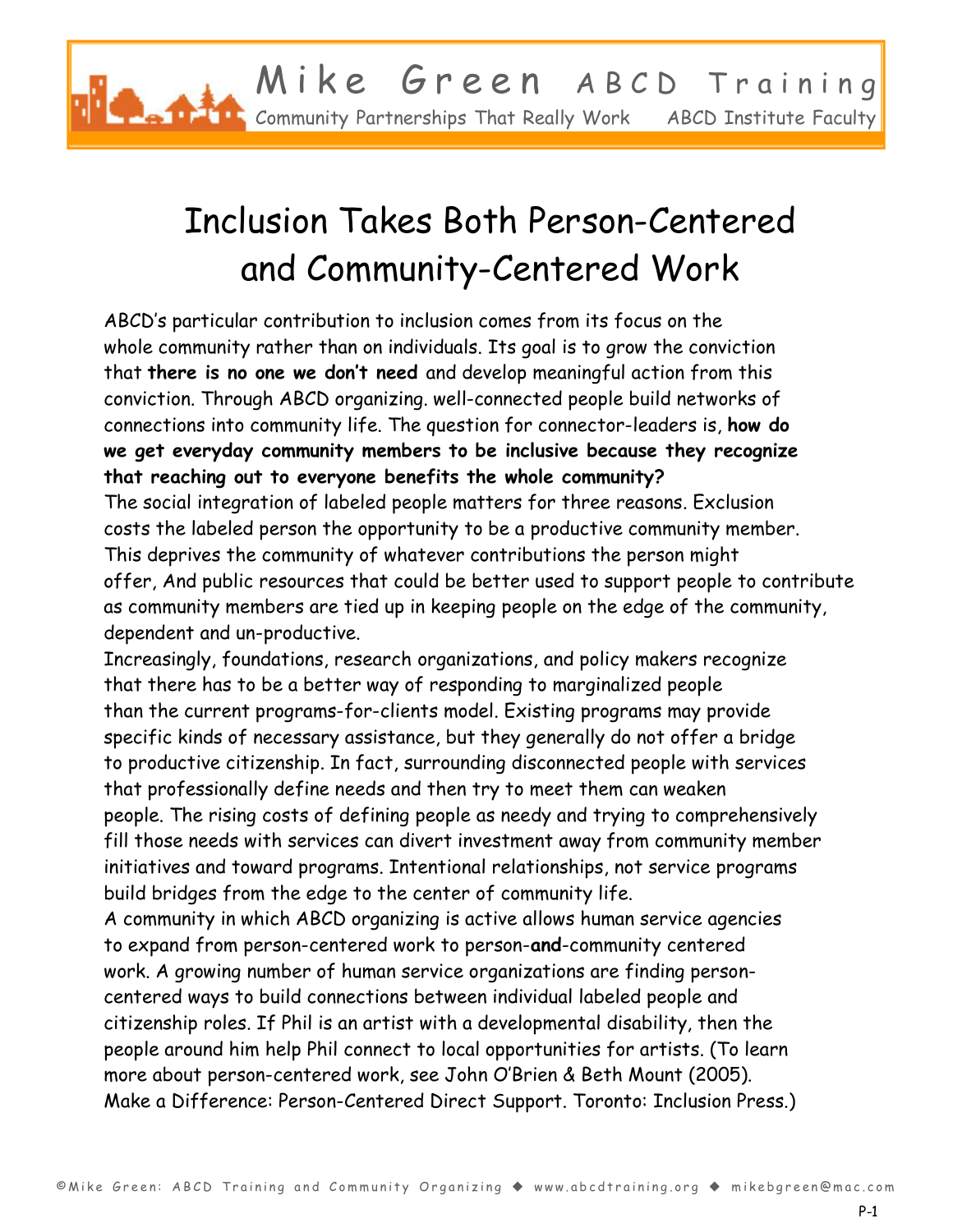# Inclusion Takes Both Person-Centered and Community-Centered Work

ABCD's particular contribution to inclusion comes from its focus on the whole community rather than on individuals. Its goal is to grow the conviction that **there is no one we don't need** and develop meaningful action from this conviction. Through ABCD organizing. well-connected people build networks of connections into community life. The question for connector-leaders is, **how do we get everyday community members to be inclusive because they recognize that reaching out to everyone benefits the whole community?**

The social integration of labeled people matters for three reasons. Exclusion costs the labeled person the opportunity to be a productive community member. This deprives the community of whatever contributions the person might offer, And public resources that could be better used to support people to contribute as community members are tied up in keeping people on the edge of the community, dependent and un-productive.

Increasingly, foundations, research organizations, and policy makers recognize that there has to be a better way of responding to marginalized people than the current programs-for-clients model. Existing programs may provide specific kinds of necessary assistance, but they generally do not offer a bridge to productive citizenship. In fact, surrounding disconnected people with services that professionally define needs and then try to meet them can weaken people. The rising costs of defining people as needy and trying to comprehensively fill those needs with services can divert investment away from community member initiatives and toward programs. Intentional relationships, not service programs build bridges from the edge to the center of community life.

A community in which ABCD organizing is active allows human service agencies to expand from person-centered work to person-**and**-community centered work. A growing number of human service organizations are finding person-centered ways to build connections between individual labeled people and citizenship roles. If Phil is an artist with a developmental disability, then the people around him help Phil connect to local opportunities for artists. (To learn more about person-centered work, see John O'Brien & Beth Mount (2005). Make a Difference: Person-Centered Direct Support. Toronto: Inclusion Press.)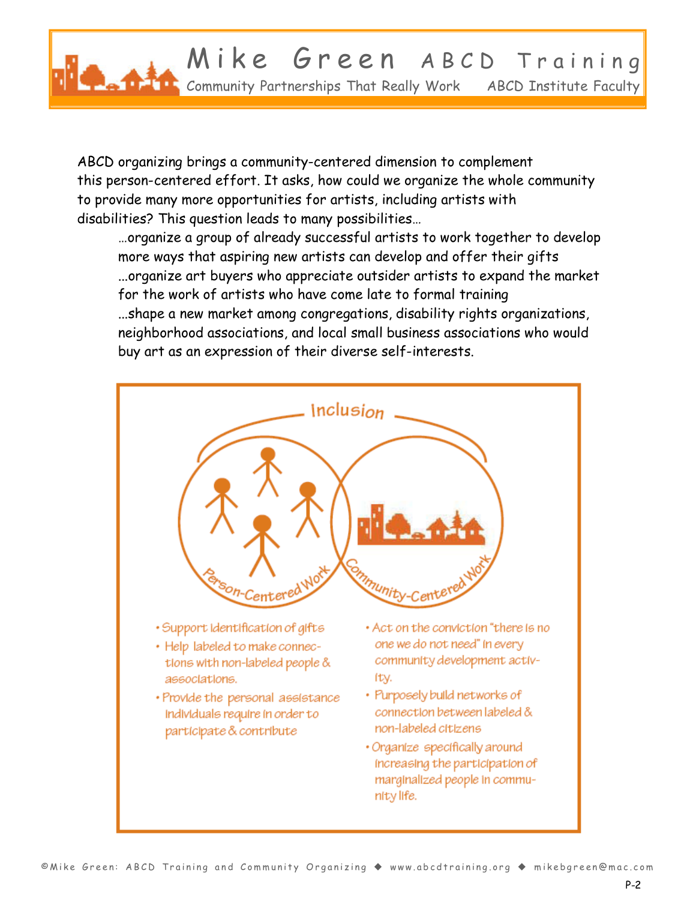ABCD organizing brings a community-centered dimension to complement this person-centered effort. It asks, how could we organize the whole community to provide many more opportunities for artists, including artists with disabilities? This question leads to many possibilities…

…organize a group of already successful artists to work together to develop more ways that aspiring new artists can develop and offer their gifts

…organize art buyers who appreciate outsider artists to expand the market for the work of artists who have come late to formal training

…shape a new market among congregations, disability rights organizations, neighborhood associations, and local small business associations who would buy art as an expression of their diverse self-interests.

Inclusion

Person-Centered Work

- Support identification of gifts
- Help labeled to make connections with non-labeled people & associations.
- Provide the personal assistance individuals require in order to participate & contribute

Community-Centered Work

- Act on the conviction "there is no one we do not need" in every community development activity.
- Purposely build networks of connection between labeled & non-labeled citizens
- Organize specifically around increasing the participation of marginalized people in community life.